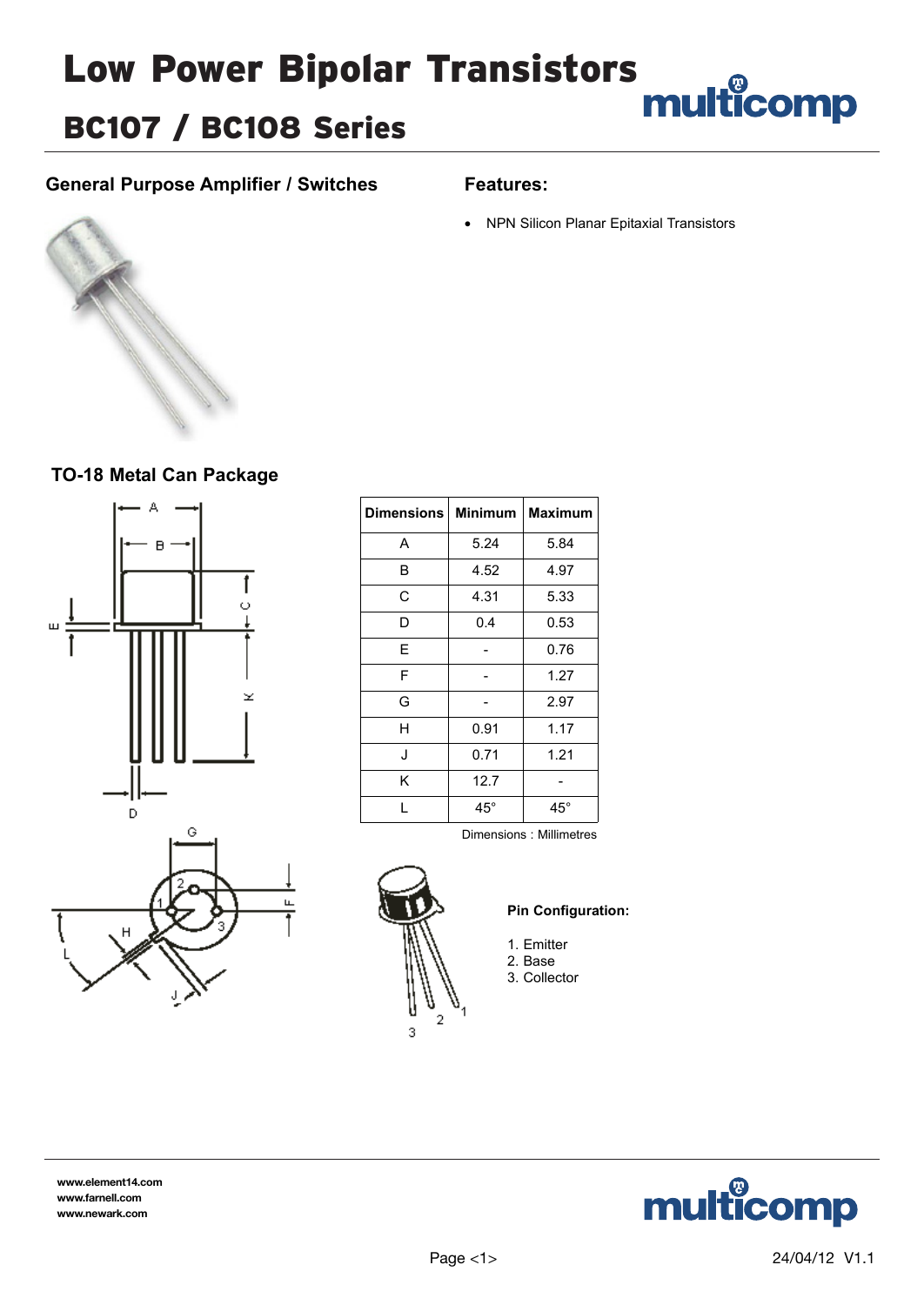# Low Power Bipolar Transistors

## BC107 / BC108 Series

### General Purpose Amplifier / Switches

### Features:

- NPN Silicon Planar Epitaxial Transistors

### TO-18 Metal Can Package

| Dimensions | Minimum | Maximum |
|---|---|---|
| A | 5.24 | 5.84 |
| B | 4.52 | 4.97 |
| C | 4.31 | 5.33 |
| D | 0.4 | 0.53 |
| E | - | 0.76 |
| F | - | 1.27 |
| G | - | 2.97 |
| H | 0.91 | 1.17 |
| J | 0.71 | 1.21 |
| K | 12.7 | - |
| L | 45° | 45° |

Dimensions : Millimetres

**Pin Configuration:**

1. Emitter
2. Base
3. Collector

www.element14.com
www.farnell.com
www.newark.com

24/04/12 V1.1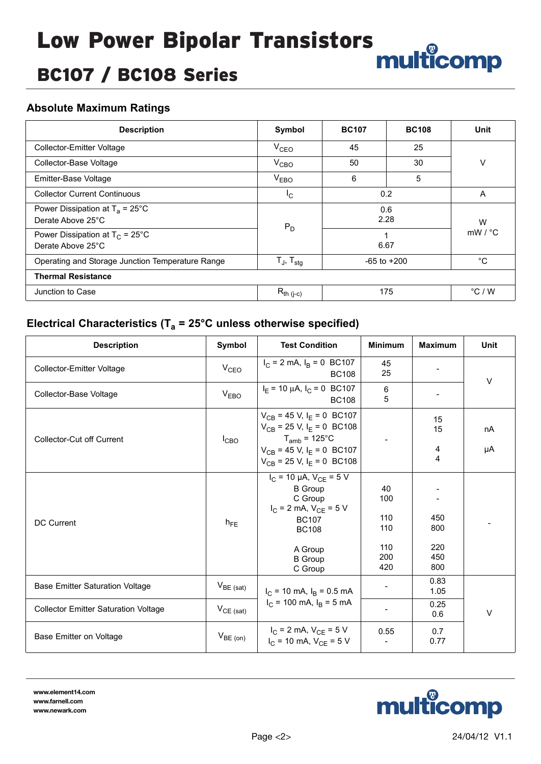# Low Power Bipolar Transistors

## BC107 / BC108 Series

### Absolute Maximum Ratings

| Description | Symbol | BC107 | BC108 | Unit |
|---|---|---|---|---|
| Collector-Emitter Voltage | $V_{CEO}$ | 45 | 25 | V |
| Collector-Base Voltage | $V_{CBO}$ | 50 | 30 | V |
| Emitter-Base Voltage | $V_{EBO}$ | 6 | 5 | V |
| Collector Current Continuous | $I_C$ | 0.2 | | A |
| Power Dissipation at $T_a$ = 25°C<br>Derate Above 25°C | $P_D$ | 0.6<br>2.28 | | W<br>mW / °C |
| Power Dissipation at $T_C$ = 25°C<br>Derate Above 25°C | $P_D$ | 1<br>6.67 | | W<br>mW / °C |
| Operating and Storage Junction Temperature Range | $T_J$, $T_{stg}$ | -65 to +200 | | °C |
| **Thermal Resistance** | | | | |
| Junction to Case | $R_{th\ (j-c)}$ | 175 | | °C / W |

### Electrical Characteristics ($T_a$ = 25°C unless otherwise specified)

| Description | Symbol | Test Condition | Minimum | Maximum | Unit |
|---|---|---|---|---|---|
| Collector-Emitter Voltage | $V_{CEO}$ | $I_C$ = 2 mA, $I_B$ = 0 BC107<br>BC108 | 45<br>25 | - | V |
| Collector-Base Voltage | $V_{EBO}$ | $I_E$ = 10 µA, $I_C$ = 0 BC107<br>BC108 | 6<br>5 | - | V |
| Collector-Cut off Current | $I_{CBO}$ | $V_{CB}$ = 45 V, $I_E$ = 0 BC107<br>$V_{CB}$ = 25 V, $I_E$ = 0 BC108<br>$T_{amb}$ = 125°C<br>$V_{CB}$ = 45 V, $I_E$ = 0 BC107<br>$V_{CB}$ = 25 V, $I_E$ = 0 BC108 | - | 15<br>15<br><br>4<br>4 | nA<br><br><br>µA |
| DC Current | $h_{FE}$ | $I_C$ = 10 µA, $V_{CE}$ = 5 V<br>B Group<br>C Group<br>$I_C$ = 2 mA, $V_{CE}$ = 5 V<br>BC107<br>BC108<br><br>A Group<br>B Group<br>C Group | <br>40<br>100<br><br>110<br>110<br><br>110<br>200<br>420 | <br>-<br>-<br><br>450<br>800<br><br>220<br>450<br>800 | - |
| Base Emitter Saturation Voltage | $V_{BE\ (sat)}$ | $I_C$ = 10 mA, $I_B$ = 0.5 mA<br>$I_C$ = 100 mA, $I_B$ = 5 mA | - | 0.83<br>1.05 | V |
| Collector Emitter Saturation Voltage | $V_{CE\ (sat)}$ | $I_C$ = 10 mA, $I_B$ = 0.5 mA<br>$I_C$ = 100 mA, $I_B$ = 5 mA | - | 0.25<br>0.6 | V |
| Base Emitter on Voltage | $V_{BE\ (on)}$ | $I_C$ = 2 mA, $V_{CE}$ = 5 V<br>$I_C$ = 10 mA, $V_{CE}$ = 5 V | 0.55<br>- | 0.7<br>0.77 | V |

www.element14.com
www.farnell.com
www.newark.com

24/04/12 V1.1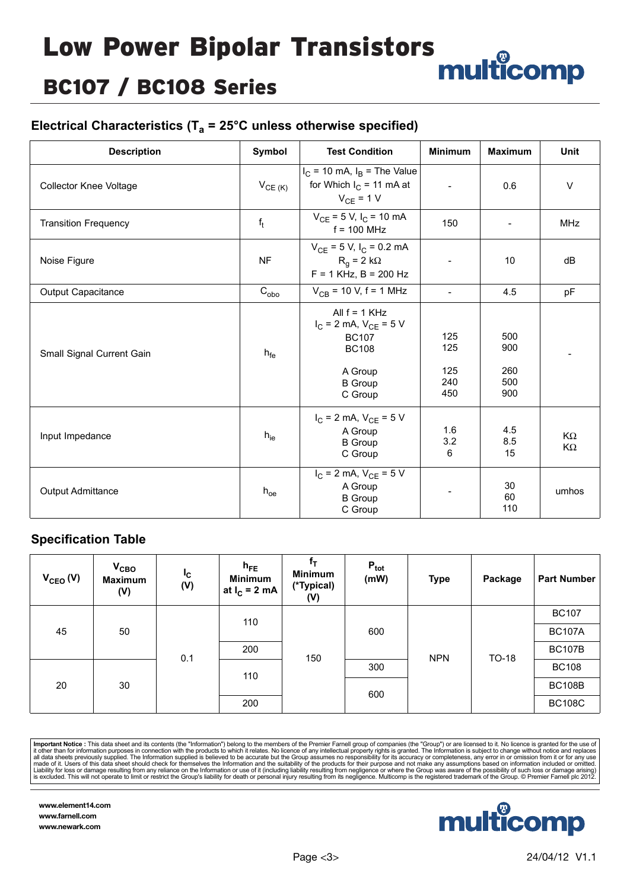# Low Power Bipolar Transistors

## BC107 / BC108 Series

### Electrical Characteristics ($T_a$ = 25°C unless otherwise specified)

| Description | Symbol | Test Condition | Minimum | Maximum | Unit |
|---|---|---|---|---|---|
| Collector Knee Voltage | $V_{CE (K)}$ | $I_C$ = 10 mA, $I_B$ = The Value for Which $I_C$ = 11 mA at $V_{CE}$ = 1 V | - | 0.6 | V |
| Transition Frequency | $f_t$ | $V_{CE}$ = 5 V, $I_C$ = 10 mA f = 100 MHz | 150 | - | MHz |
| Noise Figure | NF | $V_{CE}$ = 5 V, $I_C$ = 0.2 mA $R_g$ = 2 kΩ F = 1 KHz, B = 200 Hz | - | 10 | dB |
| Output Capacitance | $C_{obo}$ | $V_{CB}$ = 10 V, f = 1 MHz | - | 4.5 | pF |
| Small Signal Current Gain | $h_{fe}$ | All f = 1 KHz<br>$I_C$ = 2 mA, $V_{CE}$ = 5 V<br>BC107<br>BC108<br><br>A Group<br>B Group<br>C Group | <br><br>125<br>125<br><br>125<br>240<br>450 | <br><br>500<br>900<br><br>260<br>500<br>900 | - |
| Input Impedance | $h_{ie}$ | $I_C$ = 2 mA, $V_{CE}$ = 5 V<br>A Group<br>B Group<br>C Group | <br>1.6<br>3.2<br>6 | <br>4.5<br>8.5<br>15 | KΩ<br>KΩ |
| Output Admittance | $h_{oe}$ | $I_C$ = 2 mA, $V_{CE}$ = 5 V<br>A Group<br>B Group<br>C Group | - | <br>30<br>60<br>110 | umhos |

### Specification Table

| $V_{CEO}$ (V) | $V_{CBO}$ Maximum (V) | $I_C$ (V) | $h_{FE}$ Minimum at $I_C$ = 2 mA | $f_T$ Minimum (*Typical) (V) | $P_{tot}$ (mW) | Type | Package | Part Number |
|---|---|---|---|---|---|---|---|---|
| 45 | 50 | 0.1 | 110 | 150 | 600 | NPN | TO-18 | BC107 |
| | | | | | | | | BC107A |
| | | | 200 | | | | | BC107B |
| 20 | 30 | | 110 | | 300 | | | BC108 |
| | | | | | 600 | | | BC108B |
| | | | 200 | | | | | BC108C |

**Important Notice :** This data sheet and its contents (the "Information") belong to the members of the Premier Farnell group of companies (the "Group") or are licensed to it. No licence is granted for the use of it other than for information purposes in connection with the products to which it relates. No licence of any intellectual property rights is granted. The Information is subject to change without notice and replaces all data sheets previously supplied. The Information supplied is believed to be accurate but the Group assumes no responsibility for its accuracy or completeness, any error in or omission from it or for any use made of it. Users of this data sheet should check for themselves the Information and the suitability of the products for their purpose and not make any assumptions based on information included or omitted. Liability for loss or damage resulting from any reliance on the Information or use of it (including liability resulting from negligence or where the Group was aware of the possibility of such loss or damage arising) is excluded. This will not operate to limit or restrict the Group's liability for death or personal injury resulting from its negligence. Multicomp is the registered trademark of the Group. © Premier Farnell plc 2012.

www.element14.com
www.farnell.com
www.newark.com

24/04/12 V1.1